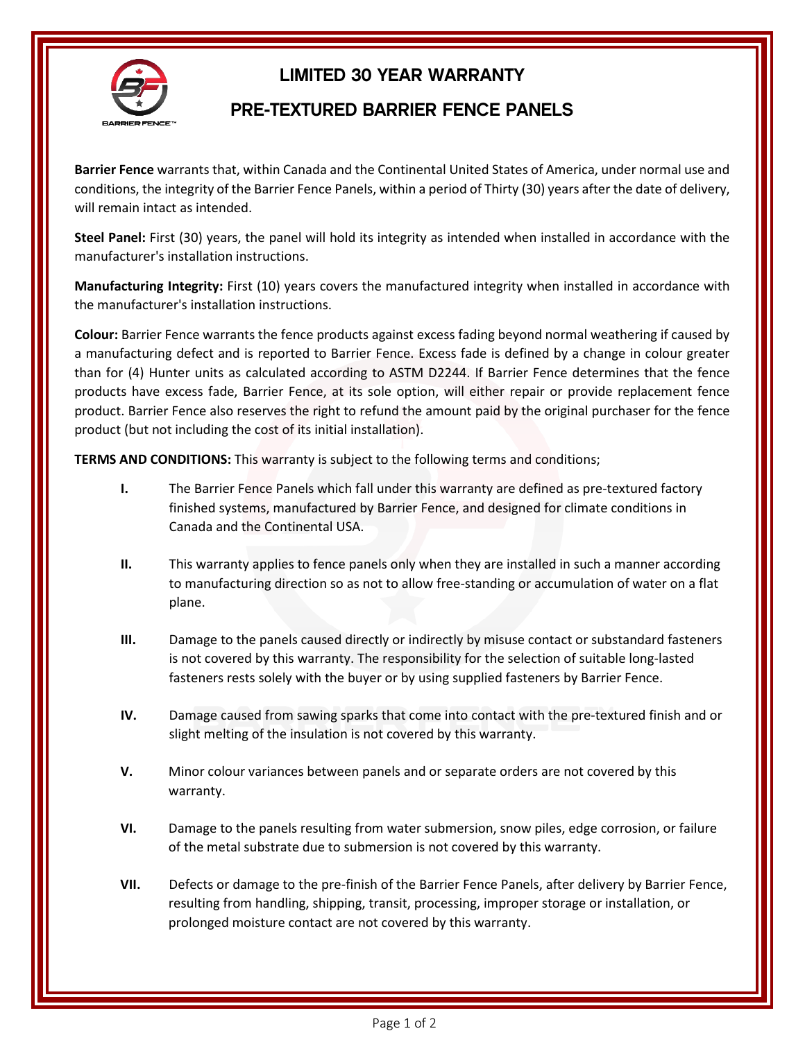# LIMITED 30 YEAR WARRANTY

## PRE-TEXTURED BARRIER FENCE PANELS

**Barrier Fence** warrants that, within Canada and the Continental United States of America, under normal use and conditions, the integrity of the Barrier Fence Panels, within a period of Thirty (30) years after the date of delivery, will remain intact as intended.

**Steel Panel:** First (30) years, the panel will hold its integrity as intended when installed in accordance with the manufacturer's installation instructions.

**Manufacturing Integrity:** First (10) years covers the manufactured integrity when installed in accordance with the manufacturer's installation instructions.

**Colour:** Barrier Fence warrants the fence products against excess fading beyond normal weathering if caused by a manufacturing defect and is reported to Barrier Fence. Excess fade is defined by a change in colour greater than for (4) Hunter units as calculated according to ASTM D2244. If Barrier Fence determines that the fence products have excess fade, Barrier Fence, at its sole option, will either repair or provide replacement fence product. Barrier Fence also reserves the right to refund the amount paid by the original purchaser for the fence product (but not including the cost of its initial installation).

**TERMS AND CONDITIONS:** This warranty is subject to the following terms and conditions;

- **I.** The Barrier Fence Panels which fall under this warranty are defined as pre-textured factory finished systems, manufactured by Barrier Fence, and designed for climate conditions in Canada and the Continental USA.
- **II.** This warranty applies to fence panels only when they are installed in such a manner according to manufacturing direction so as not to allow free-standing or accumulation of water on a flat plane.
- **III.** Damage to the panels caused directly or indirectly by misuse contact or substandard fasteners is not covered by this warranty. The responsibility for the selection of suitable long-lasted fasteners rests solely with the buyer or by using supplied fasteners by Barrier Fence.
- **IV.** Damage caused from sawing sparks that come into contact with the pre-textured finish and or slight melting of the insulation is not covered by this warranty.
- **V.** Minor colour variances between panels and or separate orders are not covered by this warranty.
- **VI.** Damage to the panels resulting from water submersion, snow piles, edge corrosion, or failure of the metal substrate due to submersion is not covered by this warranty.
- **VII.** Defects or damage to the pre-finish of the Barrier Fence Panels, after delivery by Barrier Fence, resulting from handling, shipping, transit, processing, improper storage or installation, or prolonged moisture contact are not covered by this warranty.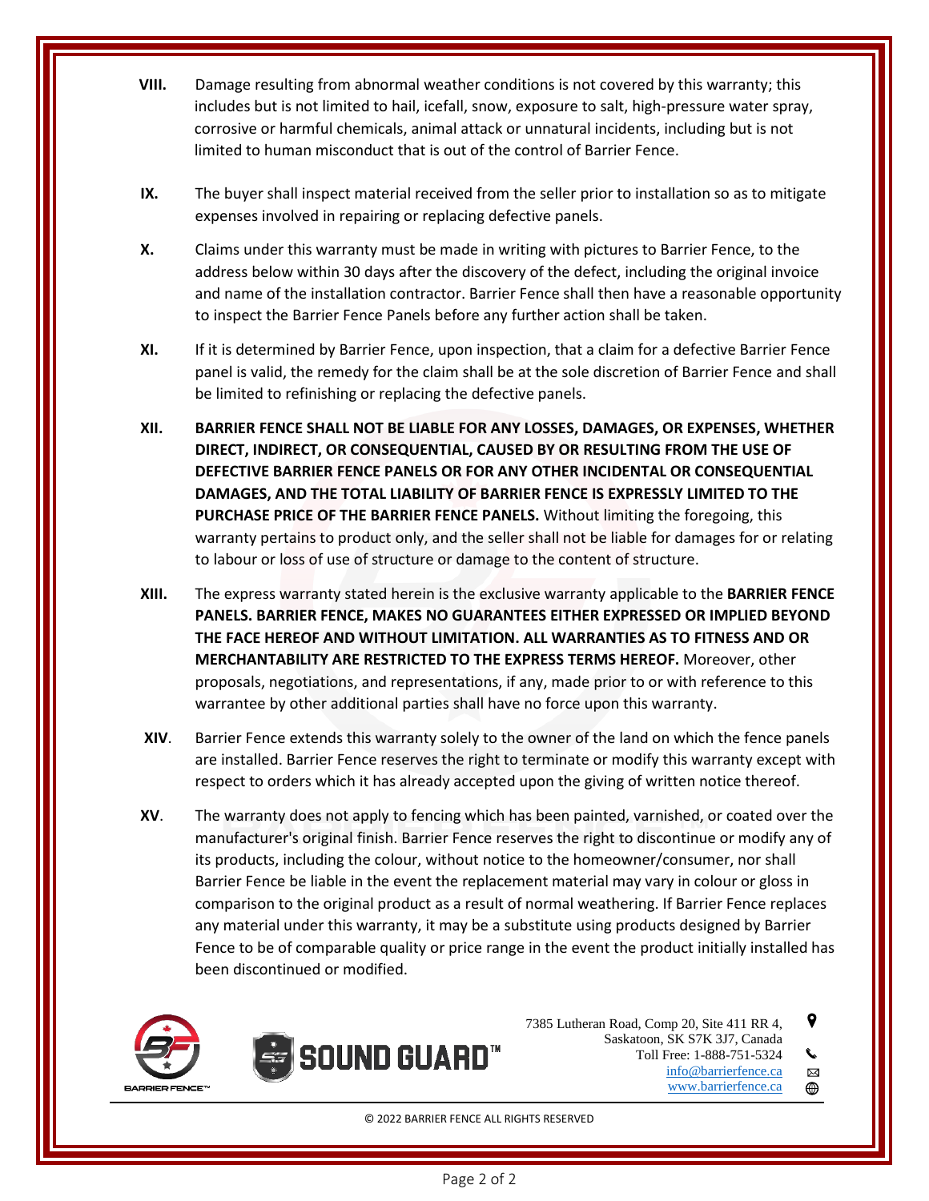**VIII.** Damage resulting from abnormal weather conditions is not covered by this warranty; this includes but is not limited to hail, icefall, snow, exposure to salt, high-pressure water spray, corrosive or harmful chemicals, animal attack or unnatural incidents, including but is not limited to human misconduct that is out of the control of Barrier Fence.

**IX.** The buyer shall inspect material received from the seller prior to installation so as to mitigate expenses involved in repairing or replacing defective panels.

**X.** Claims under this warranty must be made in writing with pictures to Barrier Fence, to the address below within 30 days after the discovery of the defect, including the original invoice and name of the installation contractor. Barrier Fence shall then have a reasonable opportunity to inspect the Barrier Fence Panels before any further action shall be taken.

**XI.** If it is determined by Barrier Fence, upon inspection, that a claim for a defective Barrier Fence panel is valid, the remedy for the claim shall be at the sole discretion of Barrier Fence and shall be limited to refinishing or replacing the defective panels.

**XII.** **BARRIER FENCE SHALL NOT BE LIABLE FOR ANY LOSSES, DAMAGES, OR EXPENSES, WHETHER DIRECT, INDIRECT, OR CONSEQUENTIAL, CAUSED BY OR RESULTING FROM THE USE OF DEFECTIVE BARRIER FENCE PANELS OR FOR ANY OTHER INCIDENTAL OR CONSEQUENTIAL DAMAGES, AND THE TOTAL LIABILITY OF BARRIER FENCE IS EXPRESSLY LIMITED TO THE PURCHASE PRICE OF THE BARRIER FENCE PANELS.** Without limiting the foregoing, this warranty pertains to product only, and the seller shall not be liable for damages for or relating to labour or loss of use of structure or damage to the content of structure.

**XIII.** The express warranty stated herein is the exclusive warranty applicable to the **BARRIER FENCE PANELS. BARRIER FENCE, MAKES NO GUARANTEES EITHER EXPRESSED OR IMPLIED BEYOND THE FACE HEREOF AND WITHOUT LIMITATION. ALL WARRANTIES AS TO FITNESS AND OR MERCHANTABILITY ARE RESTRICTED TO THE EXPRESS TERMS HEREOF.** Moreover, other proposals, negotiations, and representations, if any, made prior to or with reference to this warrantee by other additional parties shall have no force upon this warranty.

**XIV**. Barrier Fence extends this warranty solely to the owner of the land on which the fence panels are installed. Barrier Fence reserves the right to terminate or modify this warranty except with respect to orders which it has already accepted upon the giving of written notice thereof.

**XV**. The warranty does not apply to fencing which has been painted, varnished, or coated over the manufacturer's original finish. Barrier Fence reserves the right to discontinue or modify any of its products, including the colour, without notice to the homeowner/consumer, nor shall Barrier Fence be liable in the event the replacement material may vary in colour or gloss in comparison to the original product as a result of normal weathering. If Barrier Fence replaces any material under this warranty, it may be a substitute using products designed by Barrier Fence to be of comparable quality or price range in the event the product initially installed has been discontinued or modified.

BARRIER FENCE™

SOUND GUARD™

7385 Lutheran Road, Comp 20, Site 411 RR 4,
Saskatoon, SK S7K 3J7, Canada
Toll Free: 1-888-751-5324
info@barrierfence.ca
www.barrierfence.ca

© 2022 BARRIER FENCE ALL RIGHTS RESERVED